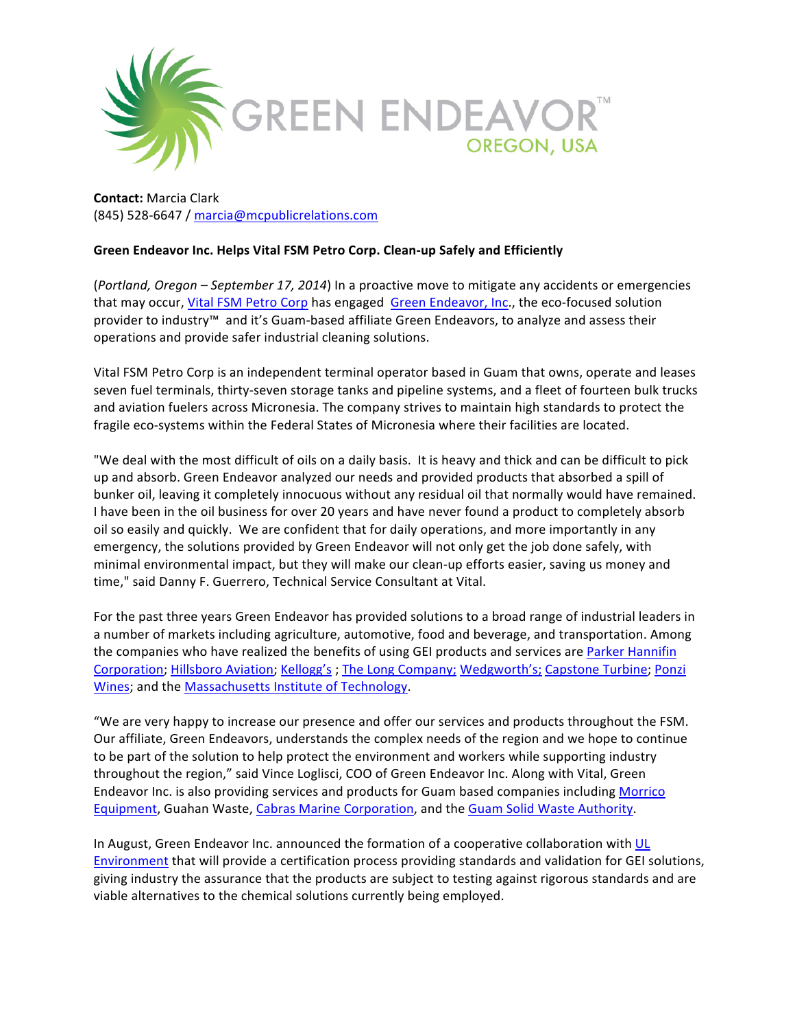GREEN ENDEAVOR™
OREGON, USA

**Contact:** Marcia Clark
(845) 528-6647 / marcia@mcpublicrelations.com

**Green Endeavor Inc. Helps Vital FSM Petro Corp. Clean-up Safely and Efficiently**

(*Portland, Oregon – September 17, 2014*) In a proactive move to mitigate any accidents or emergencies that may occur, Vital FSM Petro Corp has engaged Green Endeavor, Inc., the eco-focused solution provider to industry™ and it's Guam-based affiliate Green Endeavors, to analyze and assess their operations and provide safer industrial cleaning solutions.

Vital FSM Petro Corp is an independent terminal operator based in Guam that owns, operate and leases seven fuel terminals, thirty-seven storage tanks and pipeline systems, and a fleet of fourteen bulk trucks and aviation fuelers across Micronesia. The company strives to maintain high standards to protect the fragile eco-systems within the Federal States of Micronesia where their facilities are located.

"We deal with the most difficult of oils on a daily basis. It is heavy and thick and can be difficult to pick up and absorb. Green Endeavor analyzed our needs and provided products that absorbed a spill of bunker oil, leaving it completely innocuous without any residual oil that normally would have remained. I have been in the oil business for over 20 years and have never found a product to completely absorb oil so easily and quickly. We are confident that for daily operations, and more importantly in any emergency, the solutions provided by Green Endeavor will not only get the job done safely, with minimal environmental impact, but they will make our clean-up efforts easier, saving us money and time," said Danny F. Guerrero, Technical Service Consultant at Vital.

For the past three years Green Endeavor has provided solutions to a broad range of industrial leaders in a number of markets including agriculture, automotive, food and beverage, and transportation. Among the companies who have realized the benefits of using GEI products and services are Parker Hannifin Corporation; Hillsboro Aviation; Kellogg's ; The Long Company; Wedgworth's; Capstone Turbine; Ponzi Wines; and the Massachusetts Institute of Technology.

"We are very happy to increase our presence and offer our services and products throughout the FSM. Our affiliate, Green Endeavors, understands the complex needs of the region and we hope to continue to be part of the solution to help protect the environment and workers while supporting industry throughout the region," said Vince Loglisci, COO of Green Endeavor Inc. Along with Vital, Green Endeavor Inc. is also providing services and products for Guam based companies including Morrico Equipment, Guahan Waste, Cabras Marine Corporation, and the Guam Solid Waste Authority.

In August, Green Endeavor Inc. announced the formation of a cooperative collaboration with UL Environment that will provide a certification process providing standards and validation for GEI solutions, giving industry the assurance that the products are subject to testing against rigorous standards and are viable alternatives to the chemical solutions currently being employed.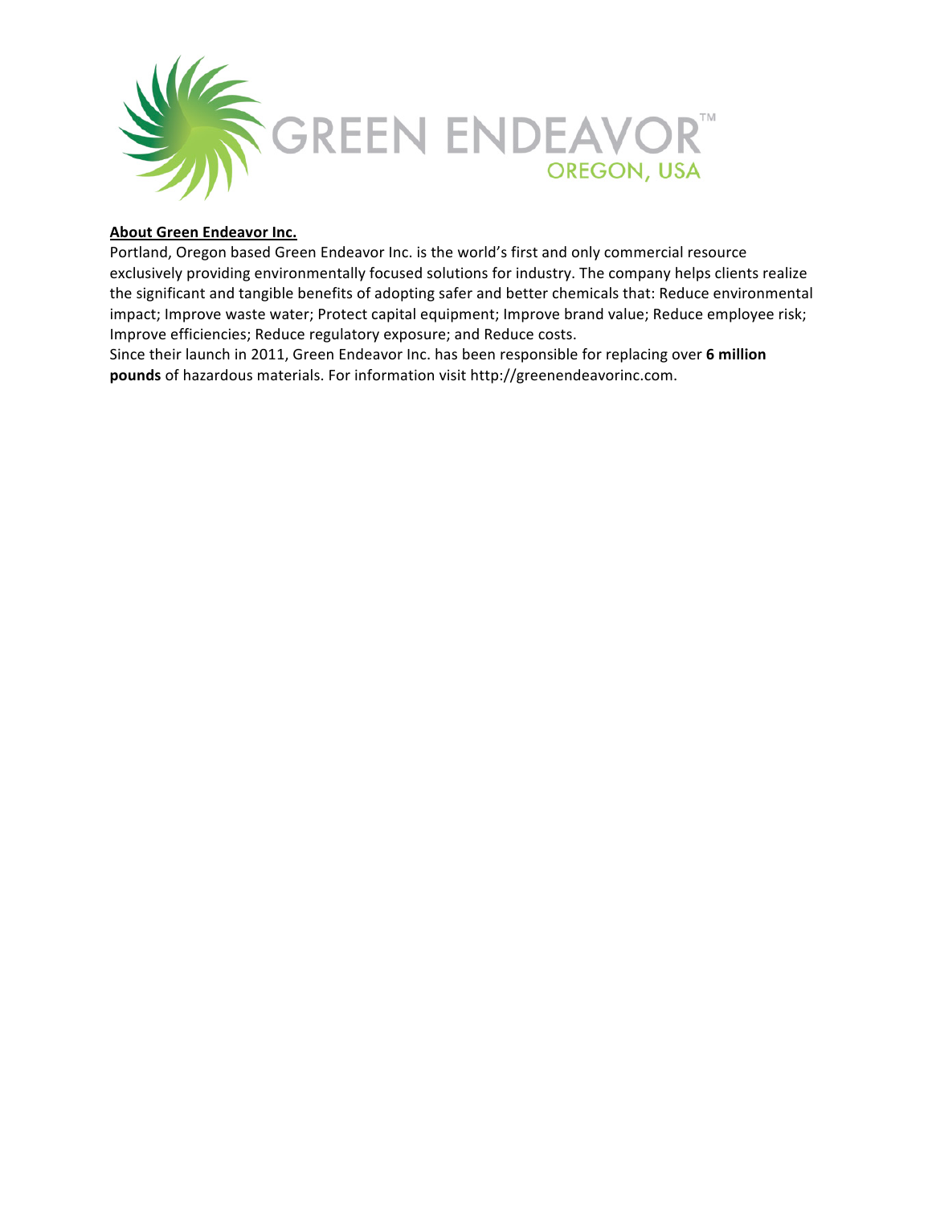GREEN ENDEAVOR™
OREGON, USA

**About Green Endeavor Inc.**

Portland, Oregon based Green Endeavor Inc. is the world's first and only commercial resource exclusively providing environmentally focused solutions for industry. The company helps clients realize the significant and tangible benefits of adopting safer and better chemicals that: Reduce environmental impact; Improve waste water; Protect capital equipment; Improve brand value; Reduce employee risk; Improve efficiencies; Reduce regulatory exposure; and Reduce costs.

Since their launch in 2011, Green Endeavor Inc. has been responsible for replacing over **6 million pounds** of hazardous materials. For information visit http://greenendeavorinc.com.